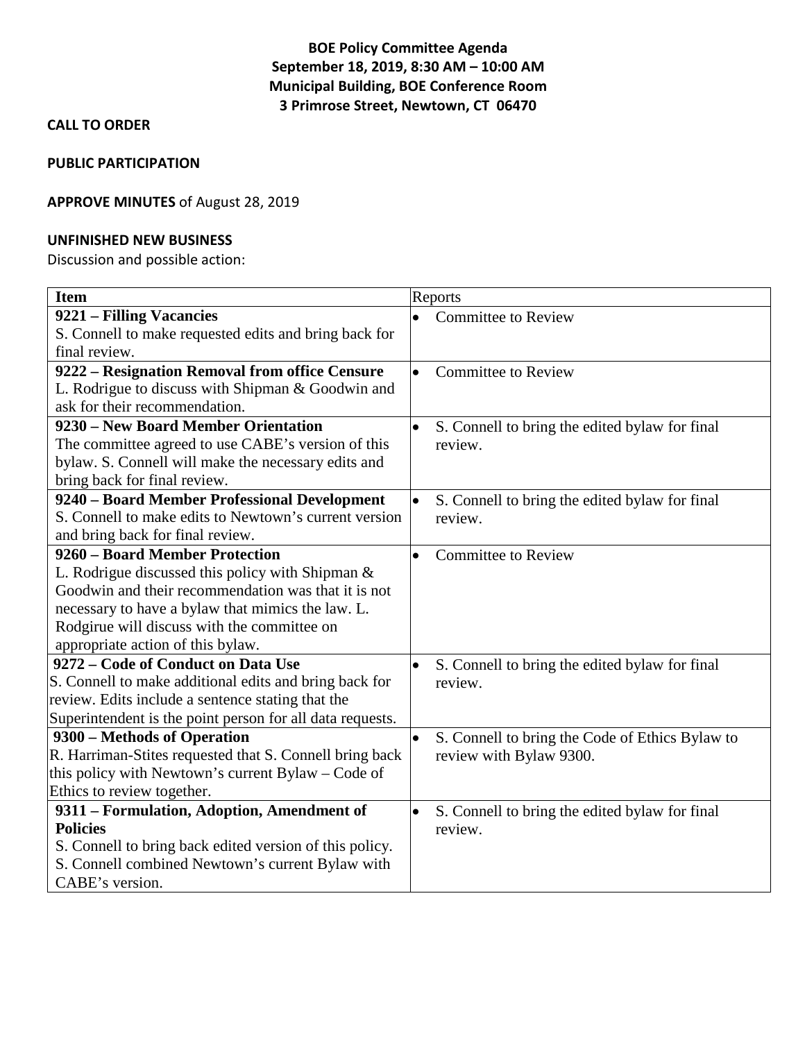**BOE Policy Committee Agenda**
**September 18, 2019, 8:30 AM – 10:00 AM**
**Municipal Building, BOE Conference Room**
**3 Primrose Street, Newtown, CT 06470**

**CALL TO ORDER**

**PUBLIC PARTICIPATION**

**APPROVE MINUTES** of August 28, 2019

**UNFINISHED NEW BUSINESS**

Discussion and possible action:

| Item | Reports |
|---|---|
| **9221 – Filling Vacancies**<br>S. Connell to make requested edits and bring back for final review. | • Committee to Review |
| **9222 – Resignation Removal from office Censure**<br>L. Rodrigue to discuss with Shipman & Goodwin and ask for their recommendation. | • Committee to Review |
| **9230 – New Board Member Orientation**<br>The committee agreed to use CABE's version of this bylaw. S. Connell will make the necessary edits and bring back for final review. | • S. Connell to bring the edited bylaw for final review. |
| **9240 – Board Member Professional Development**<br>S. Connell to make edits to Newtown's current version and bring back for final review. | • S. Connell to bring the edited bylaw for final review. |
| **9260 – Board Member Protection**<br>L. Rodrigue discussed this policy with Shipman & Goodwin and their recommendation was that it is not necessary to have a bylaw that mimics the law. L. Rodgirue will discuss with the committee on appropriate action of this bylaw. | • Committee to Review |
| **9272 – Code of Conduct on Data Use**<br>S. Connell to make additional edits and bring back for review. Edits include a sentence stating that the Superintendent is the point person for all data requests. | • S. Connell to bring the edited bylaw for final review. |
| **9300 – Methods of Operation**<br>R. Harriman-Stites requested that S. Connell bring back this policy with Newtown's current Bylaw – Code of Ethics to review together. | • S. Connell to bring the Code of Ethics Bylaw to review with Bylaw 9300. |
| **9311 – Formulation, Adoption, Amendment of Policies**<br>S. Connell to bring back edited version of this policy. S. Connell combined Newtown's current Bylaw with CABE's version. | • S. Connell to bring the edited bylaw for final review. |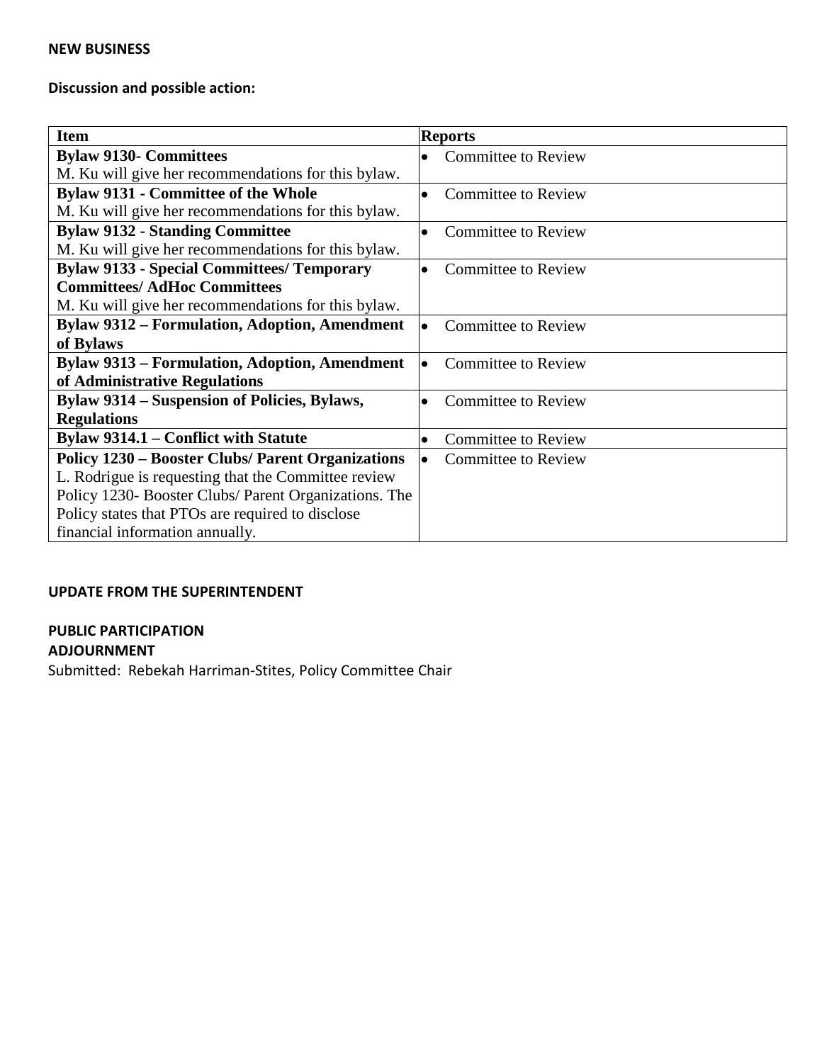**NEW BUSINESS**

**Discussion and possible action:**

| Item | Reports |
|---|---|
| **Bylaw 9130- Committees**<br>M. Ku will give her recommendations for this bylaw. | • Committee to Review |
| **Bylaw 9131 - Committee of the Whole**<br>M. Ku will give her recommendations for this bylaw. | • Committee to Review |
| **Bylaw 9132 - Standing Committee**<br>M. Ku will give her recommendations for this bylaw. | • Committee to Review |
| **Bylaw 9133 - Special Committees/ Temporary Committees/ AdHoc Committees**<br>M. Ku will give her recommendations for this bylaw. | • Committee to Review |
| **Bylaw 9312 – Formulation, Adoption, Amendment of Bylaws** | • Committee to Review |
| **Bylaw 9313 – Formulation, Adoption, Amendment of Administrative Regulations** | • Committee to Review |
| **Bylaw 9314 – Suspension of Policies, Bylaws, Regulations** | • Committee to Review |
| **Bylaw 9314.1 – Conflict with Statute** | • Committee to Review |
| **Policy 1230 – Booster Clubs/ Parent Organizations**<br>L. Rodrigue is requesting that the Committee review Policy 1230- Booster Clubs/ Parent Organizations. The Policy states that PTOs are required to disclose financial information annually. | • Committee to Review |

**UPDATE FROM THE SUPERINTENDENT**

**PUBLIC PARTICIPATION**

**ADJOURNMENT**

Submitted: Rebekah Harriman-Stites, Policy Committee Chair